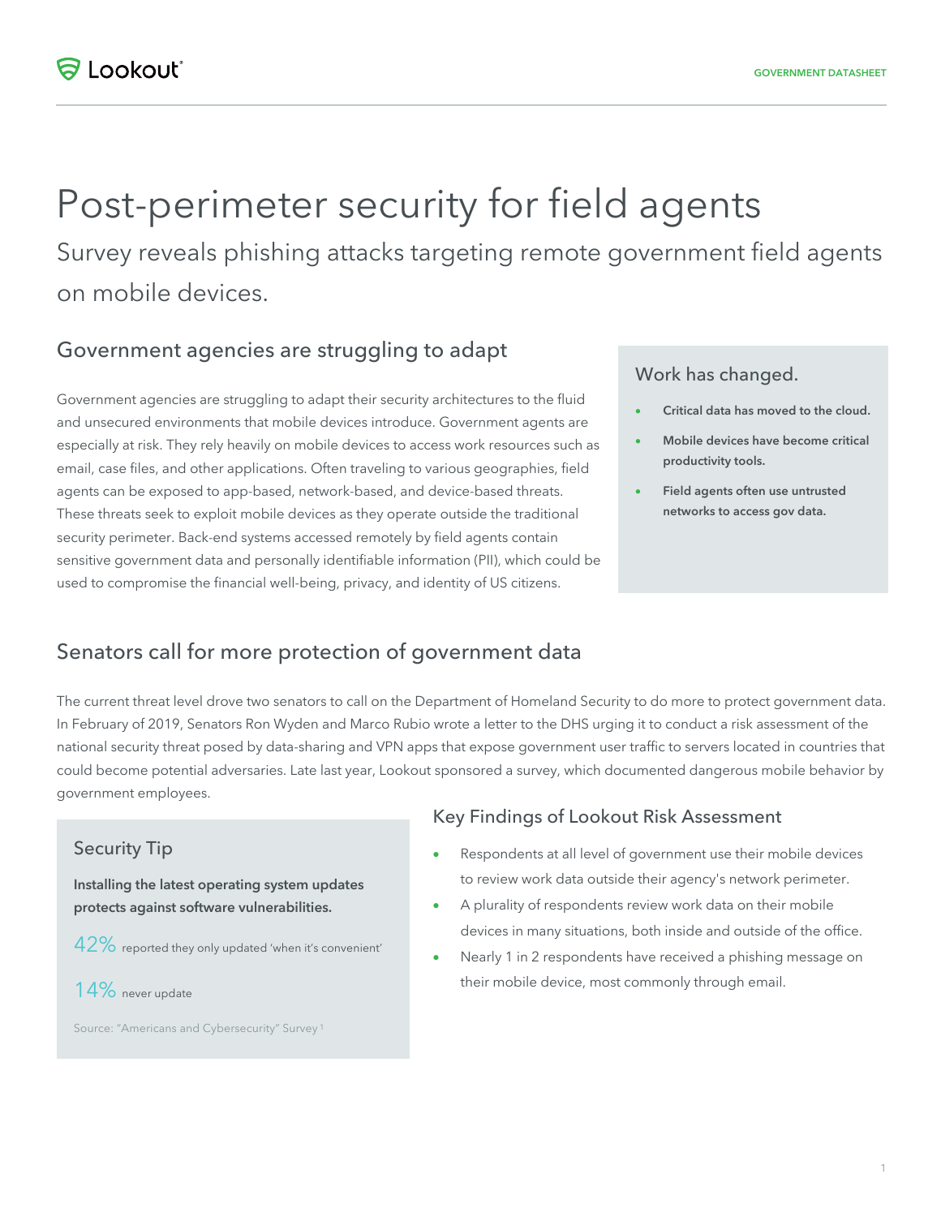# Post-perimeter security for field agents

Survey reveals phishing attacks targeting remote government field agents on mobile devices.

## Government agencies are struggling to adapt

Government agencies are struggling to adapt their security architectures to the fluid and unsecured environments that mobile devices introduce. Government agents are especially at risk. They rely heavily on mobile devices to access work resources such as email, case files, and other applications. Often traveling to various geographies, field agents can be exposed to app-based, network-based, and device-based threats. These threats seek to exploit mobile devices as they operate outside the traditional security perimeter. Back-end systems accessed remotely by field agents contain sensitive government data and personally identifiable information (PII), which could be used to compromise the financial well-being, privacy, and identity of US citizens.

### Work has changed.

- **Critical data has moved to the cloud.**
- **Mobile devices have become critical productivity tools.**
- **Field agents often use untrusted networks to access gov data.**

## Senators call for more protection of government data

The current threat level drove two senators to call on the Department of Homeland Security to do more to protect government data. In February of 2019, Senators Ron Wyden and Marco Rubio wrote a letter to the DHS urging it to conduct a risk assessment of the national security threat posed by data-sharing and VPN apps that expose government user traffic to servers located in countries that could become potential adversaries. Late last year, Lookout sponsored a survey, which documented dangerous mobile behavior by government employees.

### Security Tip

**Installing the latest operating system updates protects against software vulnerabilities.**

42% reported they only updated 'when it's convenient'

14% never update

Source: "Americans and Cybersecurity" Survey [1]

### Key Findings of Lookout Risk Assessment

- Respondents at all level of government use their mobile devices to review work data outside their agency's network perimeter.
- A plurality of respondents review work data on their mobile devices in many situations, both inside and outside of the office.
- Nearly 1 in 2 respondents have received a phishing message on their mobile device, most commonly through email.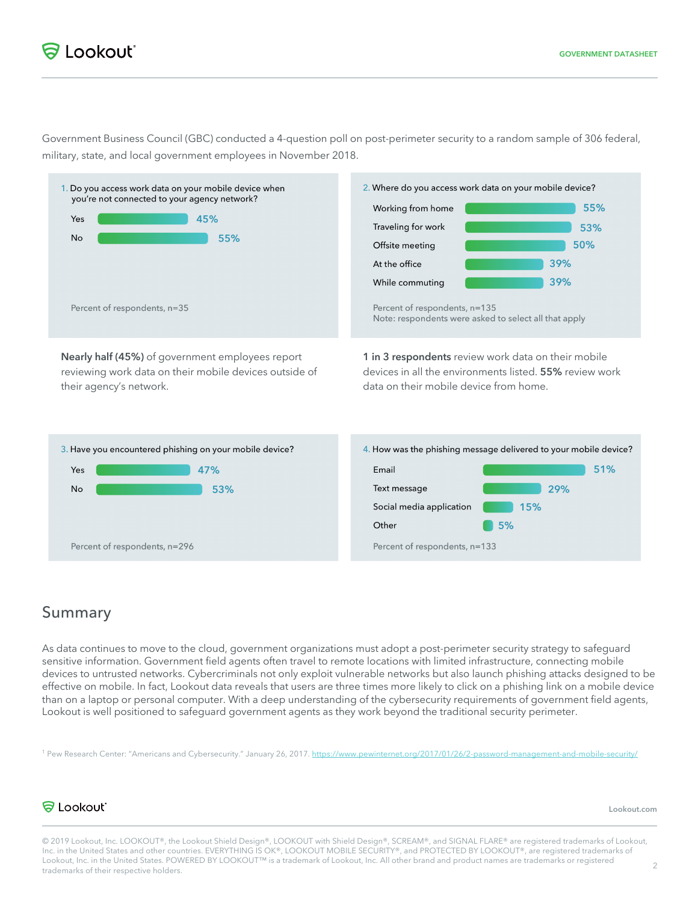Government Business Council (GBC) conducted a 4-question poll on post-perimeter security to a random sample of 306 federal, military, state, and local government employees in November 2018.

1. Do you access work data on your mobile device when you're not connected to your agency network?

Yes 45%

No 55%

Percent of respondents, n=35

**Nearly half (45%)** of government employees report reviewing work data on their mobile devices outside of their agency's network.

2. Where do you access work data on your mobile device?

Working from home 55%

Traveling for work 53%

Offsite meeting 50%

At the office 39%

While commuting 39%

Percent of respondents, n=135
Note: respondents were asked to select all that apply

**1 in 3 respondents** review work data on their mobile devices in all the environments listed. **55%** review work data on their mobile device from home.

3. Have you encountered phishing on your mobile device?

Yes 47%

No 53%

Percent of respondents, n=296

4. How was the phishing message delivered to your mobile device?

Email 51%

Text message 29%

Social media application 15%

Other 5%

Percent of respondents, n=133

## Summary

As data continues to move to the cloud, government organizations must adopt a post-perimeter security strategy to safeguard sensitive information. Government field agents often travel to remote locations with limited infrastructure, connecting mobile devices to untrusted networks. Cybercriminals not only exploit vulnerable networks but also launch phishing attacks designed to be effective on mobile. In fact, Lookout data reveals that users are three times more likely to click on a phishing link on a mobile device than on a laptop or personal computer. With a deep understanding of the cybersecurity requirements of government field agents, Lookout is well positioned to safeguard government agents as they work beyond the traditional security perimeter.

[1] Pew Research Center: "Americans and Cybersecurity." January 26, 2017. https://www.pewinternet.org/2017/01/26/2-password-management-and-mobile-security/

© 2019 Lookout, Inc. LOOKOUT®, the Lookout Shield Design®, LOOKOUT with Shield Design®, SCREAM®, and SIGNAL FLARE® are registered trademarks of Lookout, Inc. in the United States and other countries. EVERYTHING IS OK®, LOOKOUT MOBILE SECURITY®, and PROTECTED BY LOOKOUT®, are registered trademarks of Lookout, Inc. in the United States. POWERED BY LOOKOUT™ is a trademark of Lookout, Inc. All other brand and product names are trademarks or registered trademarks of their respective holders.